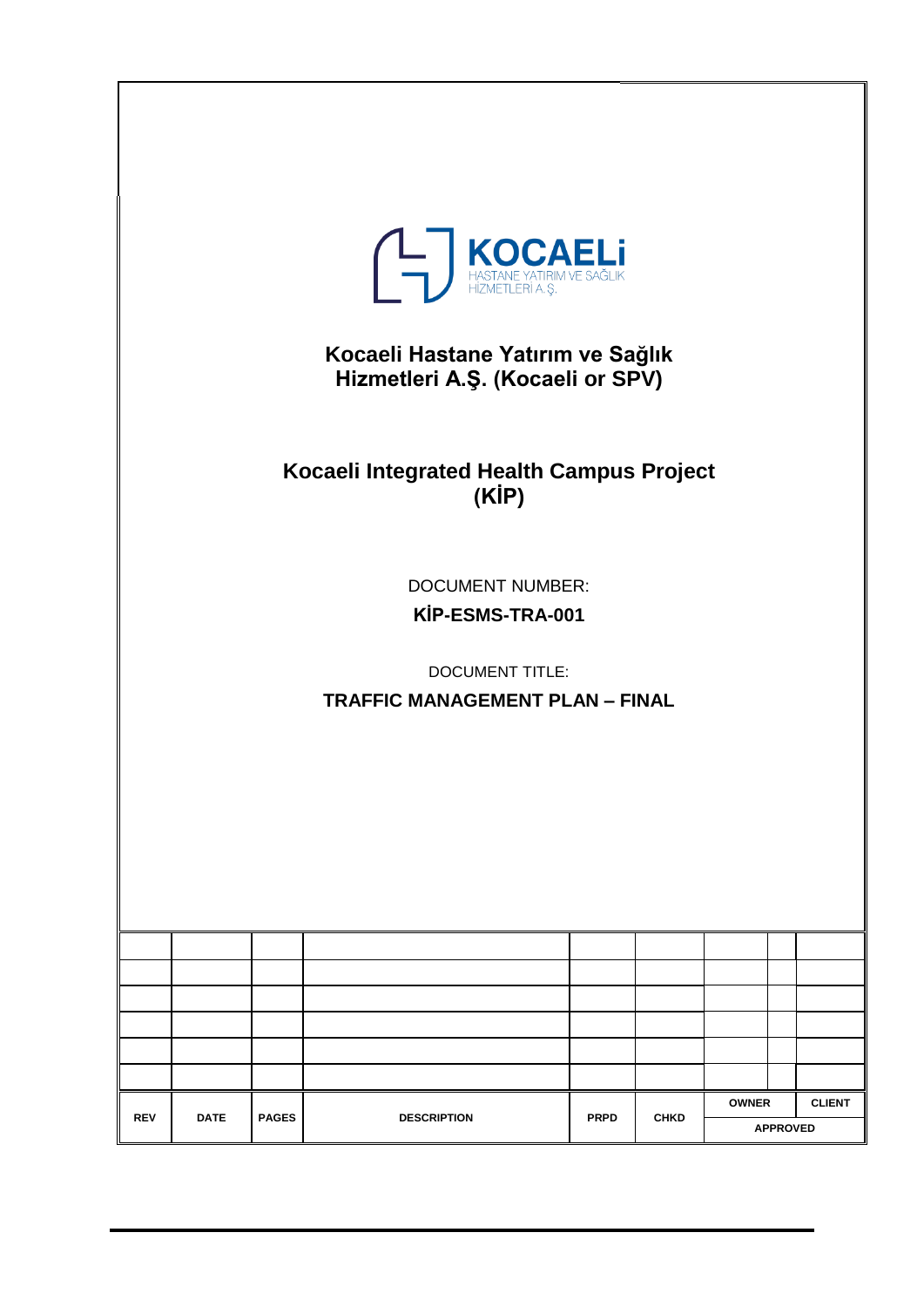KOCAELİ
HASTANE YATIRIM VE SAĞLIK HİZMETLERİ A.Ş.

# Kocaeli Hastane Yatırım ve Sağlık Hizmetleri A.Ş. (Kocaeli or SPV)

# Kocaeli Integrated Health Campus Project (KİP)

DOCUMENT NUMBER:

**KİP-ESMS-TRA-001**

DOCUMENT TITLE:

**TRAFFIC MANAGEMENT PLAN – FINAL**

| | | | | | | | |
|---|---|---|---|---|---|---|---|
| | | | | | | | |
| | | | | | | | |
| | | | | | | | |
| | | | | | | | |
| | | | | | | | |
| | | | | | | | |
| **REV** | **DATE** | **PAGES** | **DESCRIPTION** | **PRPD** | **CHKD** | **OWNER** | **CLIENT** |
| | | | | | | **APPROVED** | |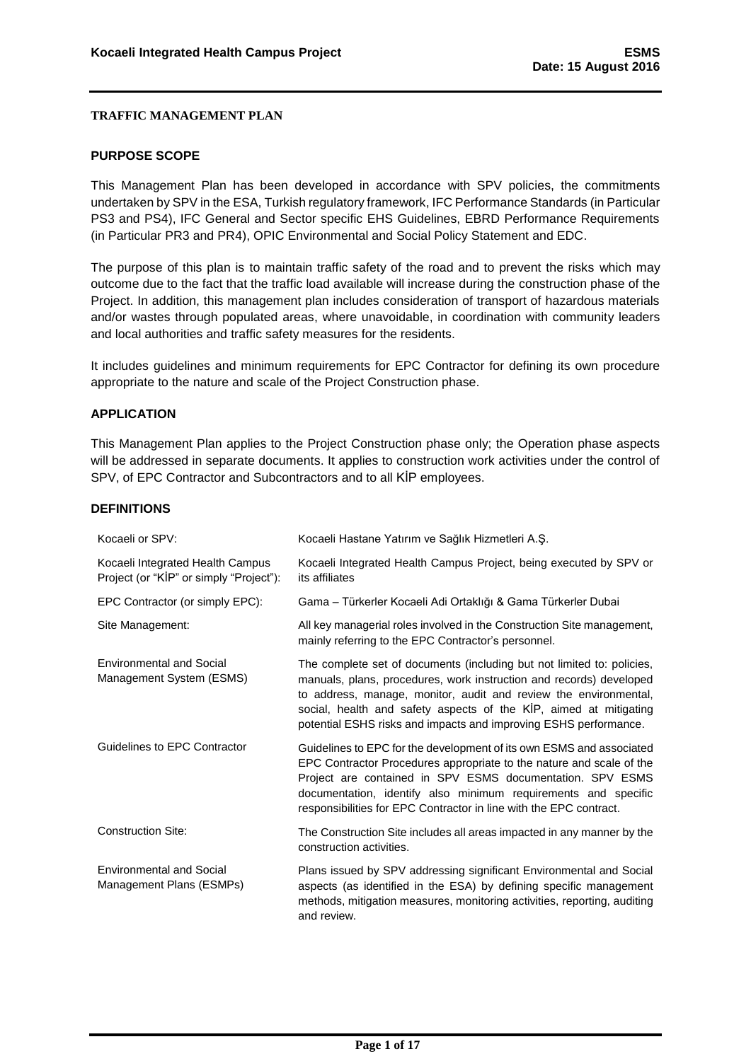## TRAFFIC MANAGEMENT PLAN

### PURPOSE SCOPE

This Management Plan has been developed in accordance with SPV policies, the commitments undertaken by SPV in the ESA, Turkish regulatory framework, IFC Performance Standards (in Particular PS3 and PS4), IFC General and Sector specific EHS Guidelines, EBRD Performance Requirements (in Particular PR3 and PR4), OPIC Environmental and Social Policy Statement and EDC.

The purpose of this plan is to maintain traffic safety of the road and to prevent the risks which may outcome due to the fact that the traffic load available will increase during the construction phase of the Project. In addition, this management plan includes consideration of transport of hazardous materials and/or wastes through populated areas, where unavoidable, in coordination with community leaders and local authorities and traffic safety measures for the residents.

It includes guidelines and minimum requirements for EPC Contractor for defining its own procedure appropriate to the nature and scale of the Project Construction phase.

### APPLICATION

This Management Plan applies to the Project Construction phase only; the Operation phase aspects will be addressed in separate documents. It applies to construction work activities under the control of SPV, of EPC Contractor and Subcontractors and to all KİP employees.

### DEFINITIONS

| | |
|---|---|
| Kocaeli or SPV: | Kocaeli Hastane Yatırım ve Sağlık Hizmetleri A.Ş. |
| Kocaeli Integrated Health Campus Project (or "KİP" or simply "Project"): | Kocaeli Integrated Health Campus Project, being executed by SPV or its affiliates |
| EPC Contractor (or simply EPC): | Gama – Türkerler Kocaeli Adi Ortaklığı & Gama Türkerler Dubai |
| Site Management: | All key managerial roles involved in the Construction Site management, mainly referring to the EPC Contractor's personnel. |
| Environmental and Social Management System (ESMS) | The complete set of documents (including but not limited to: policies, manuals, plans, procedures, work instruction and records) developed to address, manage, monitor, audit and review the environmental, social, health and safety aspects of the KİP, aimed at mitigating potential ESHS risks and impacts and improving ESHS performance. |
| Guidelines to EPC Contractor | Guidelines to EPC for the development of its own ESMS and associated EPC Contractor Procedures appropriate to the nature and scale of the Project are contained in SPV ESMS documentation. SPV ESMS documentation, identify also minimum requirements and specific responsibilities for EPC Contractor in line with the EPC contract. |
| Construction Site: | The Construction Site includes all areas impacted in any manner by the construction activities. |
| Environmental and Social Management Plans (ESMPs) | Plans issued by SPV addressing significant Environmental and Social aspects (as identified in the ESA) by defining specific management methods, mitigation measures, monitoring activities, reporting, auditing and review. |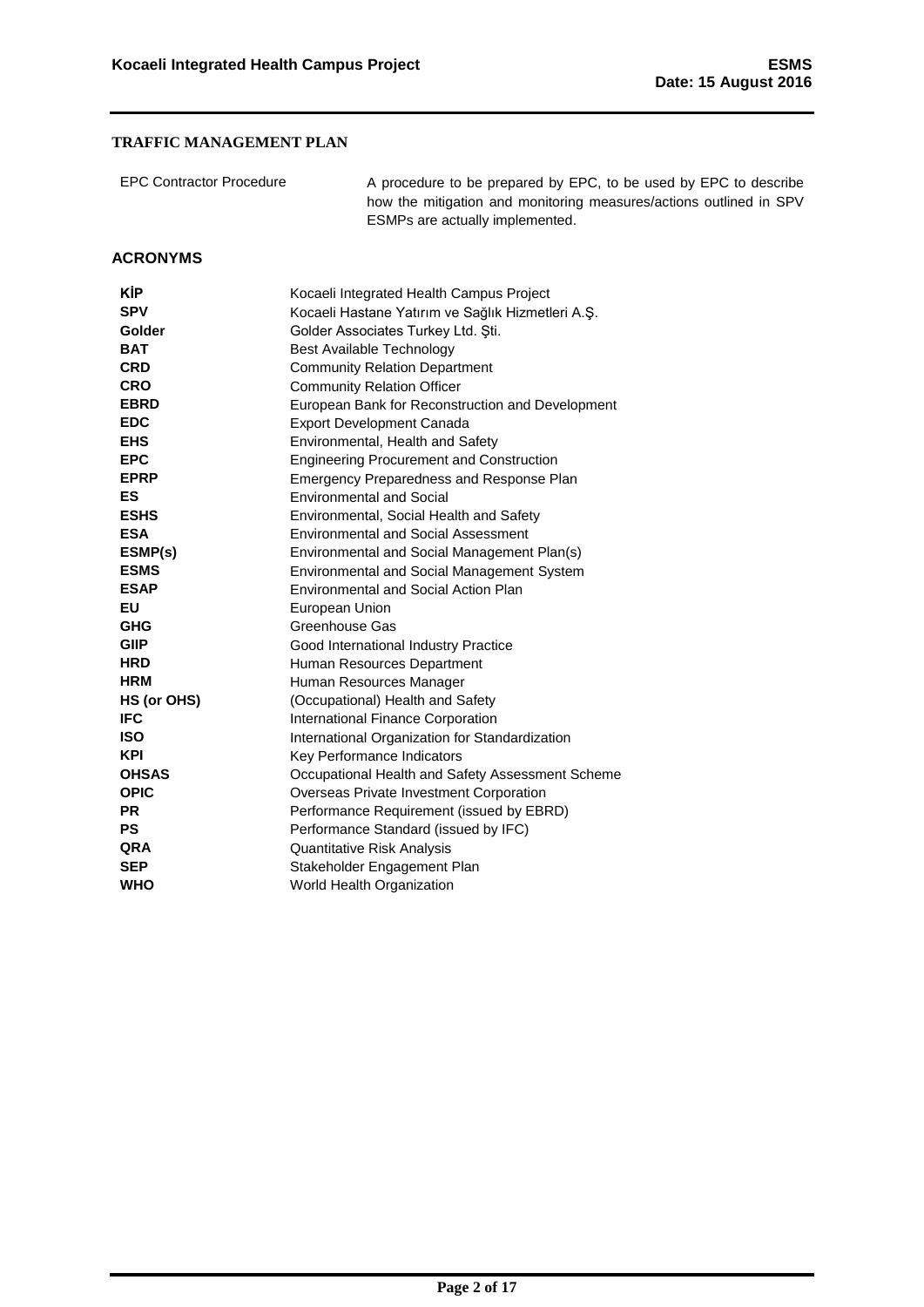## TRAFFIC MANAGEMENT PLAN

| | |
|---|---|
| EPC Contractor Procedure | A procedure to be prepared by EPC, to be used by EPC to describe how the mitigation and monitoring measures/actions outlined in SPV ESMPs are actually implemented. |

## ACRONYMS

| | |
|---|---|
| **KİP** | Kocaeli Integrated Health Campus Project |
| **SPV** | Kocaeli Hastane Yatırım ve Sağlık Hizmetleri A.Ş. |
| **Golder** | Golder Associates Turkey Ltd. Şti. |
| **BAT** | Best Available Technology |
| **CRD** | Community Relation Department |
| **CRO** | Community Relation Officer |
| **EBRD** | European Bank for Reconstruction and Development |
| **EDC** | Export Development Canada |
| **EHS** | Environmental, Health and Safety |
| **EPC** | Engineering Procurement and Construction |
| **EPRP** | Emergency Preparedness and Response Plan |
| **ES** | Environmental and Social |
| **ESHS** | Environmental, Social Health and Safety |
| **ESA** | Environmental and Social Assessment |
| **ESMP(s)** | Environmental and Social Management Plan(s) |
| **ESMS** | Environmental and Social Management System |
| **ESAP** | Environmental and Social Action Plan |
| **EU** | European Union |
| **GHG** | Greenhouse Gas |
| **GIIP** | Good International Industry Practice |
| **HRD** | Human Resources Department |
| **HRM** | Human Resources Manager |
| **HS (or OHS)** | (Occupational) Health and Safety |
| **IFC** | International Finance Corporation |
| **ISO** | International Organization for Standardization |
| **KPI** | Key Performance Indicators |
| **OHSAS** | Occupational Health and Safety Assessment Scheme |
| **OPIC** | Overseas Private Investment Corporation |
| **PR** | Performance Requirement (issued by EBRD) |
| **PS** | Performance Standard (issued by IFC) |
| **QRA** | Quantitative Risk Analysis |
| **SEP** | Stakeholder Engagement Plan |
| **WHO** | World Health Organization |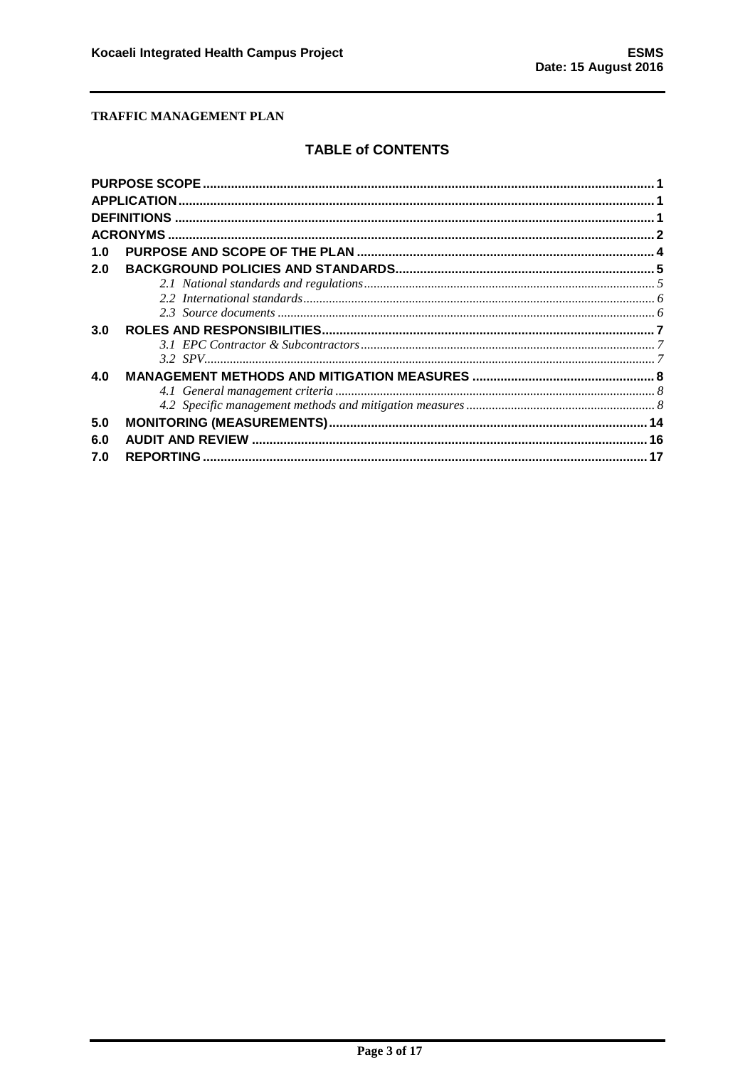**TRAFFIC MANAGEMENT PLAN**

## TABLE of CONTENTS

| | | |
|---|---|---|
| **PURPOSE SCOPE** | | **1** |
| **APPLICATION** | | **1** |
| **DEFINITIONS** | | **1** |
| **ACRONYMS** | | **2** |
| **1.0** | **PURPOSE AND SCOPE OF THE PLAN** | **4** |
| **2.0** | **BACKGROUND POLICIES AND STANDARDS** | **5** |
| | *2.1 National standards and regulations* | *5* |
| | *2.2 International standards* | *6* |
| | *2.3 Source documents* | *6* |
| **3.0** | **ROLES AND RESPONSIBILITIES** | **7** |
| | *3.1 EPC Contractor & Subcontractors* | *7* |
| | *3.2 SPV* | *7* |
| **4.0** | **MANAGEMENT METHODS AND MITIGATION MEASURES** | **8** |
| | *4.1 General management criteria* | *8* |
| | *4.2 Specific management methods and mitigation measures* | *8* |
| **5.0** | **MONITORING (MEASUREMENTS)** | **14** |
| **6.0** | **AUDIT AND REVIEW** | **16** |
| **7.0** | **REPORTING** | **17** |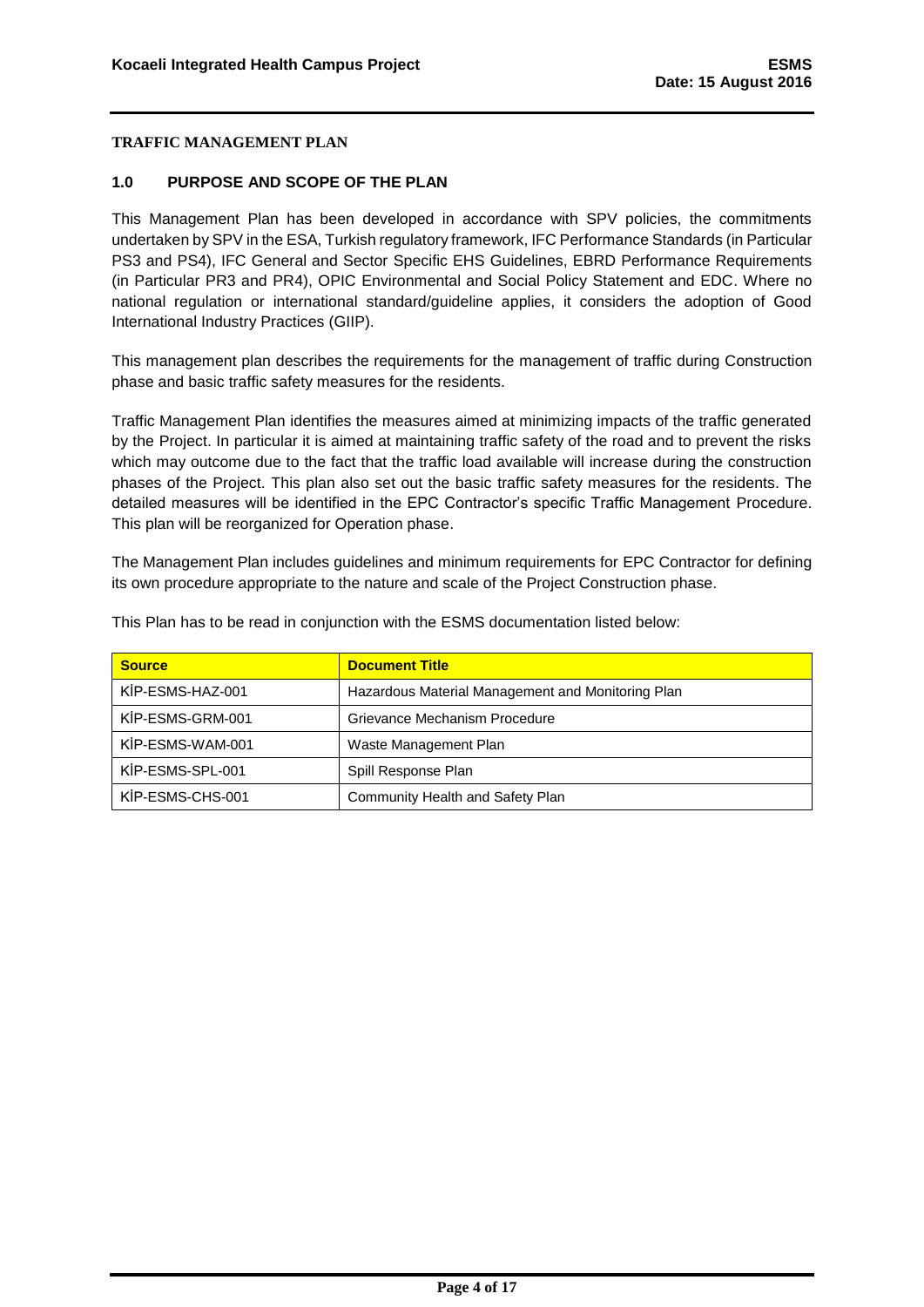## TRAFFIC MANAGEMENT PLAN

### 1.0 PURPOSE AND SCOPE OF THE PLAN

This Management Plan has been developed in accordance with SPV policies, the commitments undertaken by SPV in the ESA, Turkish regulatory framework, IFC Performance Standards (in Particular PS3 and PS4), IFC General and Sector Specific EHS Guidelines, EBRD Performance Requirements (in Particular PR3 and PR4), OPIC Environmental and Social Policy Statement and EDC. Where no national regulation or international standard/guideline applies, it considers the adoption of Good International Industry Practices (GIIP).

This management plan describes the requirements for the management of traffic during Construction phase and basic traffic safety measures for the residents.

Traffic Management Plan identifies the measures aimed at minimizing impacts of the traffic generated by the Project. In particular it is aimed at maintaining traffic safety of the road and to prevent the risks which may outcome due to the fact that the traffic load available will increase during the construction phases of the Project. This plan also set out the basic traffic safety measures for the residents. The detailed measures will be identified in the EPC Contractor's specific Traffic Management Procedure. This plan will be reorganized for Operation phase.

The Management Plan includes guidelines and minimum requirements for EPC Contractor for defining its own procedure appropriate to the nature and scale of the Project Construction phase.

This Plan has to be read in conjunction with the ESMS documentation listed below:

| Source | Document Title |
|---|---|
| KİP-ESMS-HAZ-001 | Hazardous Material Management and Monitoring Plan |
| KİP-ESMS-GRM-001 | Grievance Mechanism Procedure |
| KİP-ESMS-WAM-001 | Waste Management Plan |
| KİP-ESMS-SPL-001 | Spill Response Plan |
| KİP-ESMS-CHS-001 | Community Health and Safety Plan |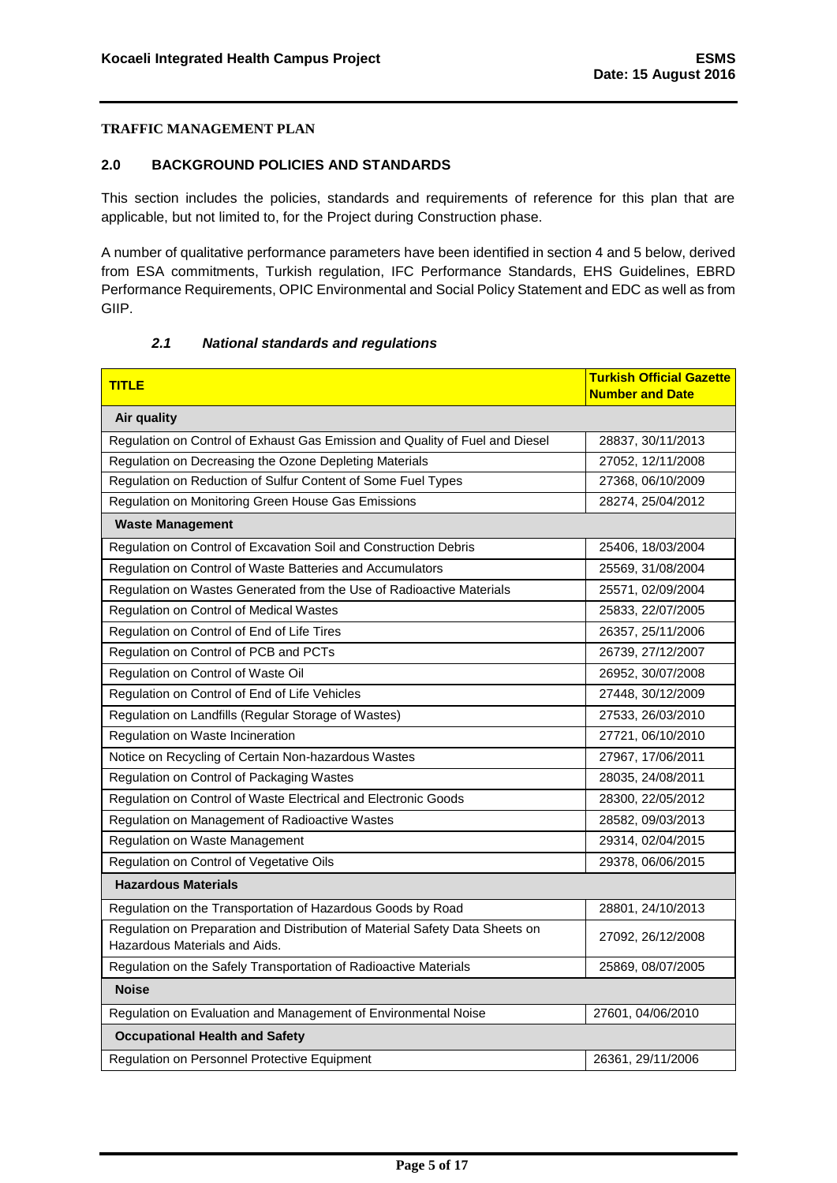**TRAFFIC MANAGEMENT PLAN**

## 2.0 BACKGROUND POLICIES AND STANDARDS

This section includes the policies, standards and requirements of reference for this plan that are applicable, but not limited to, for the Project during Construction phase.

A number of qualitative performance parameters have been identified in section 4 and 5 below, derived from ESA commitments, Turkish regulation, IFC Performance Standards, EHS Guidelines, EBRD Performance Requirements, OPIC Environmental and Social Policy Statement and EDC as well as from GIIP.

### *2.1 National standards and regulations*

| TITLE | Turkish Official Gazette Number and Date |
|---|---|
| **Air quality** | |
| Regulation on Control of Exhaust Gas Emission and Quality of Fuel and Diesel | 28837, 30/11/2013 |
| Regulation on Decreasing the Ozone Depleting Materials | 27052, 12/11/2008 |
| Regulation on Reduction of Sulfur Content of Some Fuel Types | 27368, 06/10/2009 |
| Regulation on Monitoring Green House Gas Emissions | 28274, 25/04/2012 |
| **Waste Management** | |
| Regulation on Control of Excavation Soil and Construction Debris | 25406, 18/03/2004 |
| Regulation on Control of Waste Batteries and Accumulators | 25569, 31/08/2004 |
| Regulation on Wastes Generated from the Use of Radioactive Materials | 25571, 02/09/2004 |
| Regulation on Control of Medical Wastes | 25833, 22/07/2005 |
| Regulation on Control of End of Life Tires | 26357, 25/11/2006 |
| Regulation on Control of PCB and PCTs | 26739, 27/12/2007 |
| Regulation on Control of Waste Oil | 26952, 30/07/2008 |
| Regulation on Control of End of Life Vehicles | 27448, 30/12/2009 |
| Regulation on Landfills (Regular Storage of Wastes) | 27533, 26/03/2010 |
| Regulation on Waste Incineration | 27721, 06/10/2010 |
| Notice on Recycling of Certain Non-hazardous Wastes | 27967, 17/06/2011 |
| Regulation on Control of Packaging Wastes | 28035, 24/08/2011 |
| Regulation on Control of Waste Electrical and Electronic Goods | 28300, 22/05/2012 |
| Regulation on Management of Radioactive Wastes | 28582, 09/03/2013 |
| Regulation on Waste Management | 29314, 02/04/2015 |
| Regulation on Control of Vegetative Oils | 29378, 06/06/2015 |
| **Hazardous Materials** | |
| Regulation on the Transportation of Hazardous Goods by Road | 28801, 24/10/2013 |
| Regulation on Preparation and Distribution of Material Safety Data Sheets on Hazardous Materials and Aids. | 27092, 26/12/2008 |
| Regulation on the Safely Transportation of Radioactive Materials | 25869, 08/07/2005 |
| **Noise** | |
| Regulation on Evaluation and Management of Environmental Noise | 27601, 04/06/2010 |
| **Occupational Health and Safety** | |
| Regulation on Personnel Protective Equipment | 26361, 29/11/2006 |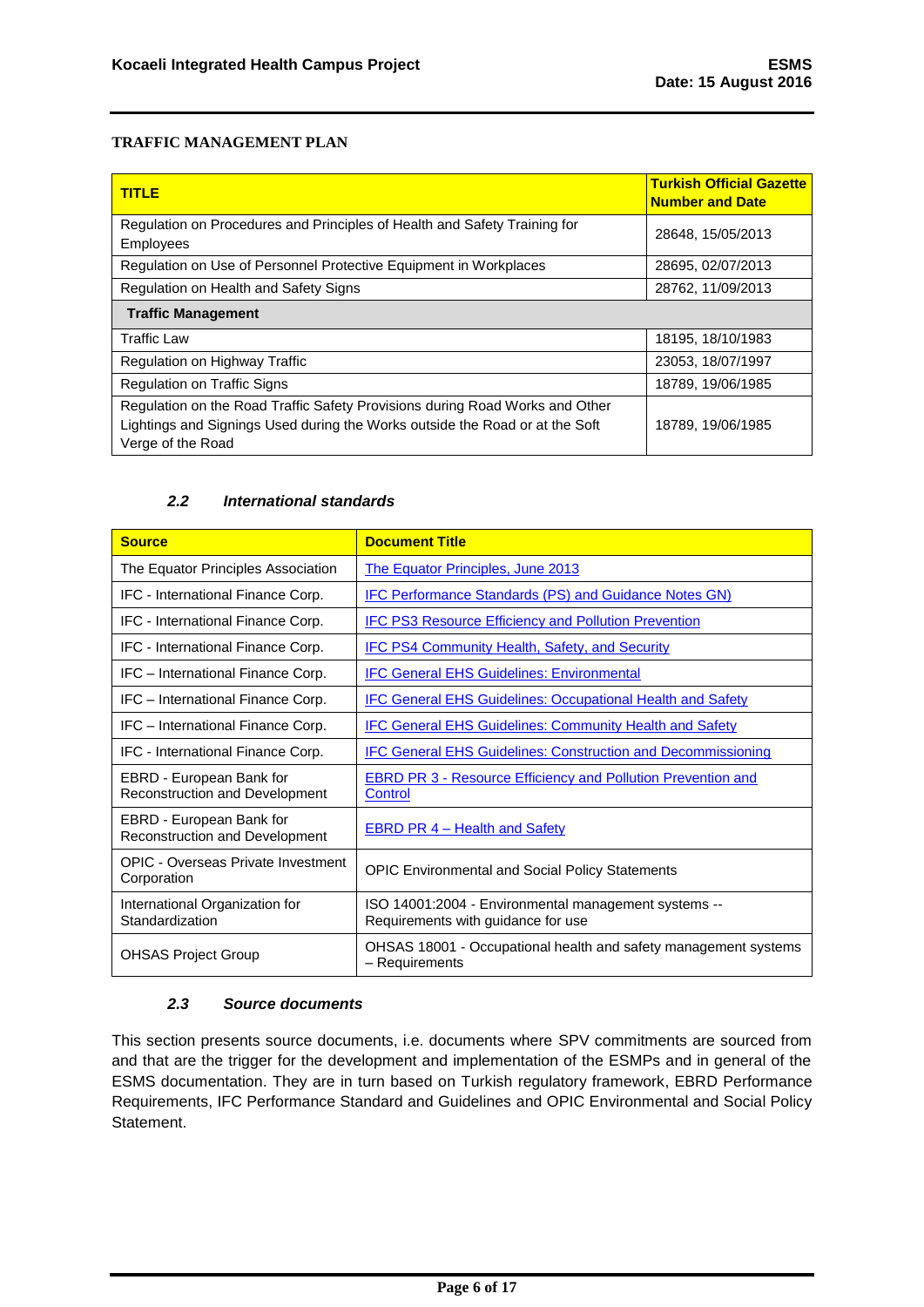**TRAFFIC MANAGEMENT PLAN**

| TITLE | Turkish Official Gazette Number and Date |
|---|---|
| Regulation on Procedures and Principles of Health and Safety Training for Employees | 28648, 15/05/2013 |
| Regulation on Use of Personnel Protective Equipment in Workplaces | 28695, 02/07/2013 |
| Regulation on Health and Safety Signs | 28762, 11/09/2013 |
| **Traffic Management** | |
| Traffic Law | 18195, 18/10/1983 |
| Regulation on Highway Traffic | 23053, 18/07/1997 |
| Regulation on Traffic Signs | 18789, 19/06/1985 |
| Regulation on the Road Traffic Safety Provisions during Road Works and Other Lightings and Signings Used during the Works outside the Road or at the Soft Verge of the Road | 18789, 19/06/1985 |

### *2.2 International standards*

| Source | Document Title |
|---|---|
| The Equator Principles Association | The Equator Principles, June 2013 |
| IFC - International Finance Corp. | IFC Performance Standards (PS) and Guidance Notes GN) |
| IFC - International Finance Corp. | IFC PS3 Resource Efficiency and Pollution Prevention |
| IFC - International Finance Corp. | IFC PS4 Community Health, Safety, and Security |
| IFC – International Finance Corp. | IFC General EHS Guidelines: Environmental |
| IFC – International Finance Corp. | IFC General EHS Guidelines: Occupational Health and Safety |
| IFC – International Finance Corp. | IFC General EHS Guidelines: Community Health and Safety |
| IFC - International Finance Corp. | IFC General EHS Guidelines: Construction and Decommissioning |
| EBRD - European Bank for Reconstruction and Development | EBRD PR 3 - Resource Efficiency and Pollution Prevention and Control |
| EBRD - European Bank for Reconstruction and Development | EBRD PR 4 – Health and Safety |
| OPIC - Overseas Private Investment Corporation | OPIC Environmental and Social Policy Statements |
| International Organization for Standardization | ISO 14001:2004 - Environmental management systems -- Requirements with guidance for use |
| OHSAS Project Group | OHSAS 18001 - Occupational health and safety management systems – Requirements |

### *2.3 Source documents*

This section presents source documents, i.e. documents where SPV commitments are sourced from and that are the trigger for the development and implementation of the ESMPs and in general of the ESMS documentation. They are in turn based on Turkish regulatory framework, EBRD Performance Requirements, IFC Performance Standard and Guidelines and OPIC Environmental and Social Policy Statement.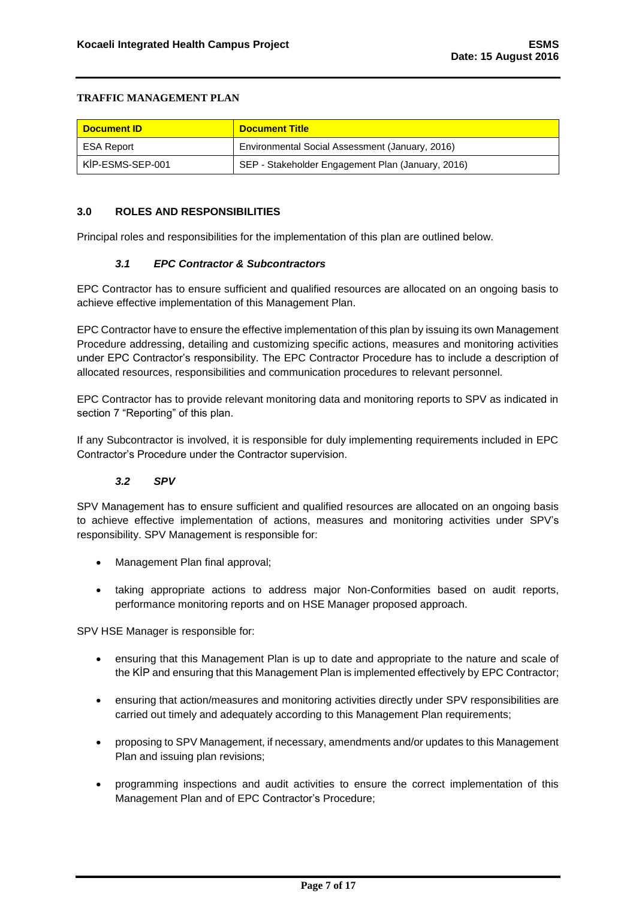**TRAFFIC MANAGEMENT PLAN**

| Document ID | Document Title |
| --- | --- |
| ESA Report | Environmental Social Assessment (January, 2016) |
| KİP-ESMS-SEP-001 | SEP - Stakeholder Engagement Plan (January, 2016) |

## 3.0 ROLES AND RESPONSIBILITIES

Principal roles and responsibilities for the implementation of this plan are outlined below.

### *3.1 EPC Contractor & Subcontractors*

EPC Contractor has to ensure sufficient and qualified resources are allocated on an ongoing basis to achieve effective implementation of this Management Plan.

EPC Contractor have to ensure the effective implementation of this plan by issuing its own Management Procedure addressing, detailing and customizing specific actions, measures and monitoring activities under EPC Contractor's responsibility. The EPC Contractor Procedure has to include a description of allocated resources, responsibilities and communication procedures to relevant personnel.

EPC Contractor has to provide relevant monitoring data and monitoring reports to SPV as indicated in section 7 "Reporting" of this plan.

If any Subcontractor is involved, it is responsible for duly implementing requirements included in EPC Contractor's Procedure under the Contractor supervision.

### *3.2 SPV*

SPV Management has to ensure sufficient and qualified resources are allocated on an ongoing basis to achieve effective implementation of actions, measures and monitoring activities under SPV's responsibility. SPV Management is responsible for:

- Management Plan final approval;
- taking appropriate actions to address major Non-Conformities based on audit reports, performance monitoring reports and on HSE Manager proposed approach.

SPV HSE Manager is responsible for:

- ensuring that this Management Plan is up to date and appropriate to the nature and scale of the KİP and ensuring that this Management Plan is implemented effectively by EPC Contractor;
- ensuring that action/measures and monitoring activities directly under SPV responsibilities are carried out timely and adequately according to this Management Plan requirements;
- proposing to SPV Management, if necessary, amendments and/or updates to this Management Plan and issuing plan revisions;
- programming inspections and audit activities to ensure the correct implementation of this Management Plan and of EPC Contractor's Procedure;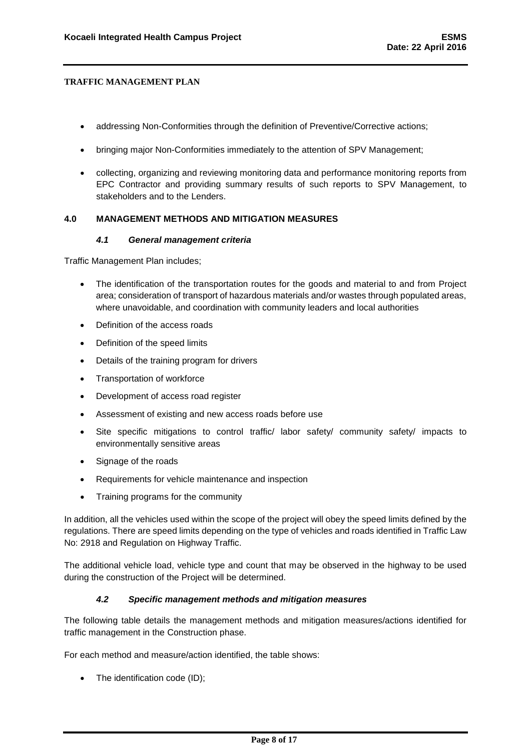**TRAFFIC MANAGEMENT PLAN**

- addressing Non-Conformities through the definition of Preventive/Corrective actions;
- bringing major Non-Conformities immediately to the attention of SPV Management;
- collecting, organizing and reviewing monitoring data and performance monitoring reports from EPC Contractor and providing summary results of such reports to SPV Management, to stakeholders and to the Lenders.

## 4.0 MANAGEMENT METHODS AND MITIGATION MEASURES

### *4.1 General management criteria*

Traffic Management Plan includes;

- The identification of the transportation routes for the goods and material to and from Project area; consideration of transport of hazardous materials and/or wastes through populated areas, where unavoidable, and coordination with community leaders and local authorities
- Definition of the access roads
- Definition of the speed limits
- Details of the training program for drivers
- Transportation of workforce
- Development of access road register
- Assessment of existing and new access roads before use
- Site specific mitigations to control traffic/ labor safety/ community safety/ impacts to environmentally sensitive areas
- Signage of the roads
- Requirements for vehicle maintenance and inspection
- Training programs for the community

In addition, all the vehicles used within the scope of the project will obey the speed limits defined by the regulations. There are speed limits depending on the type of vehicles and roads identified in Traffic Law No: 2918 and Regulation on Highway Traffic.

The additional vehicle load, vehicle type and count that may be observed in the highway to be used during the construction of the Project will be determined.

### *4.2 Specific management methods and mitigation measures*

The following table details the management methods and mitigation measures/actions identified for traffic management in the Construction phase.

For each method and measure/action identified, the table shows:

- The identification code (ID);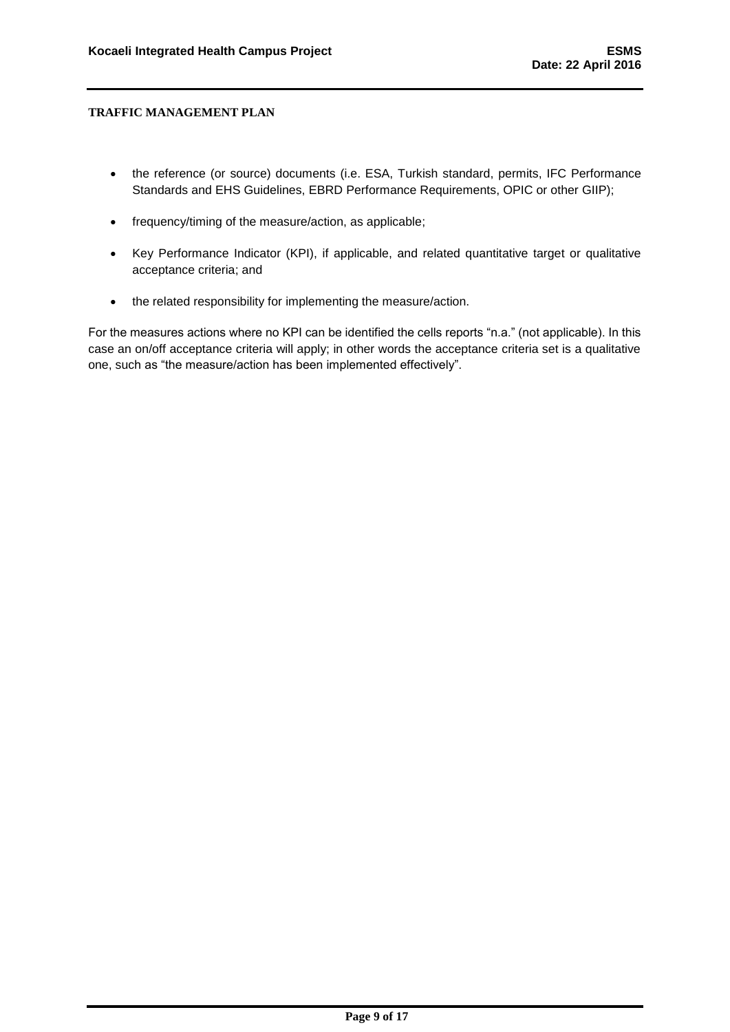- the reference (or source) documents (i.e. ESA, Turkish standard, permits, IFC Performance Standards and EHS Guidelines, EBRD Performance Requirements, OPIC or other GIIP);
- frequency/timing of the measure/action, as applicable;
- Key Performance Indicator (KPI), if applicable, and related quantitative target or qualitative acceptance criteria; and
- the related responsibility for implementing the measure/action.

For the measures actions where no KPI can be identified the cells reports "n.a." (not applicable). In this case an on/off acceptance criteria will apply; in other words the acceptance criteria set is a qualitative one, such as "the measure/action has been implemented effectively".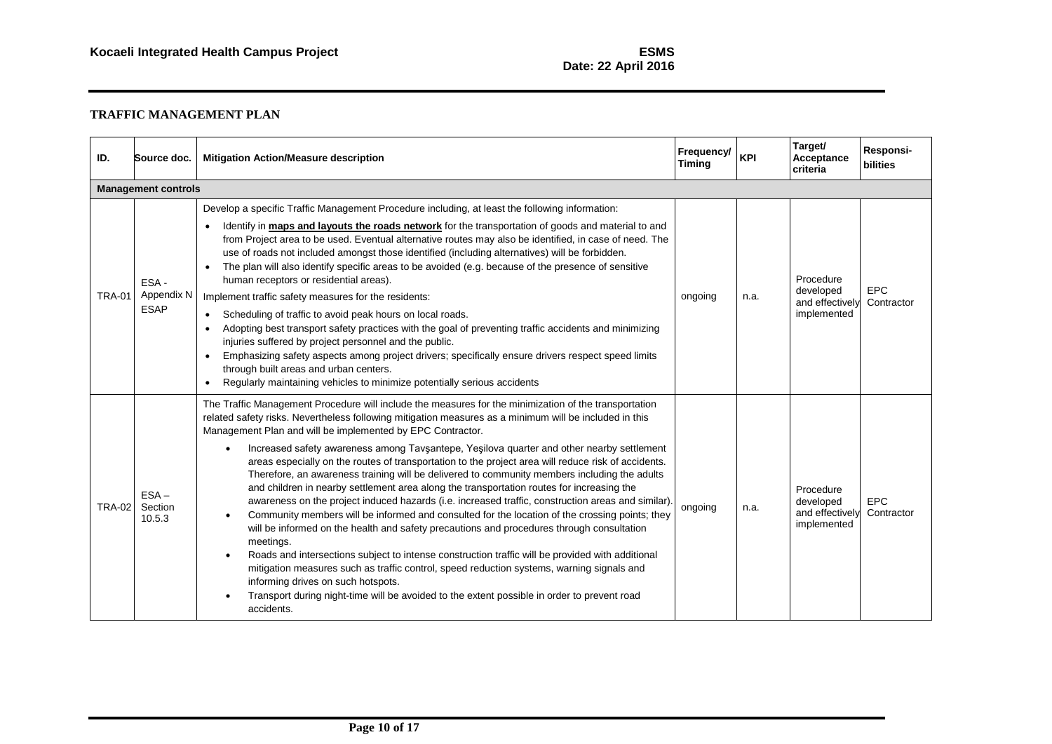## TRAFFIC MANAGEMENT PLAN

| ID. | Source doc. | Mitigation Action/Measure description | Frequency/ Timing | KPI | Target/ Acceptance criteria | Responsi-bilities |
|---|---|---|---|---|---|---|
| **Management controls** | | | | | | |
| TRA-01 | ESA - Appendix N ESAP | Develop a specific Traffic Management Procedure including, at least the following information:<br>• Identify in **maps and layouts the roads network** for the transportation of goods and material to and from Project area to be used. Eventual alternative routes may also be identified, in case of need. The use of roads not included amongst those identified (including alternatives) will be forbidden.<br>• The plan will also identify specific areas to be avoided (e.g. because of the presence of sensitive human receptors or residential areas).<br>Implement traffic safety measures for the residents:<br>• Scheduling of traffic to avoid peak hours on local roads.<br>• Adopting best transport safety practices with the goal of preventing traffic accidents and minimizing injuries suffered by project personnel and the public.<br>• Emphasizing safety aspects among project drivers; specifically ensure drivers respect speed limits through built areas and urban centers.<br>• Regularly maintaining vehicles to minimize potentially serious accidents | ongoing | n.a. | Procedure developed and effectively implemented | EPC Contractor |
| TRA-02 | ESA – Section 10.5.3 | The Traffic Management Procedure will include the measures for the minimization of the transportation related safety risks. Nevertheless following mitigation measures as a minimum will be included in this Management Plan and will be implemented by EPC Contractor.<br>• Increased safety awareness among Tavşantepe, Yeşilova quarter and other nearby settlement areas especially on the routes of transportation to the project area will reduce risk of accidents. Therefore, an awareness training will be delivered to community members including the adults and children in nearby settlement area along the transportation routes for increasing the awareness on the project induced hazards (i.e. increased traffic, construction areas and similar).<br>• Community members will be informed and consulted for the location of the crossing points; they will be informed on the health and safety precautions and procedures through consultation meetings.<br>• Roads and intersections subject to intense construction traffic will be provided with additional mitigation measures such as traffic control, speed reduction systems, warning signals and informing drives on such hotspots.<br>• Transport during night-time will be avoided to the extent possible in order to prevent road accidents. | ongoing | n.a. | Procedure developed and effectively implemented | EPC Contractor |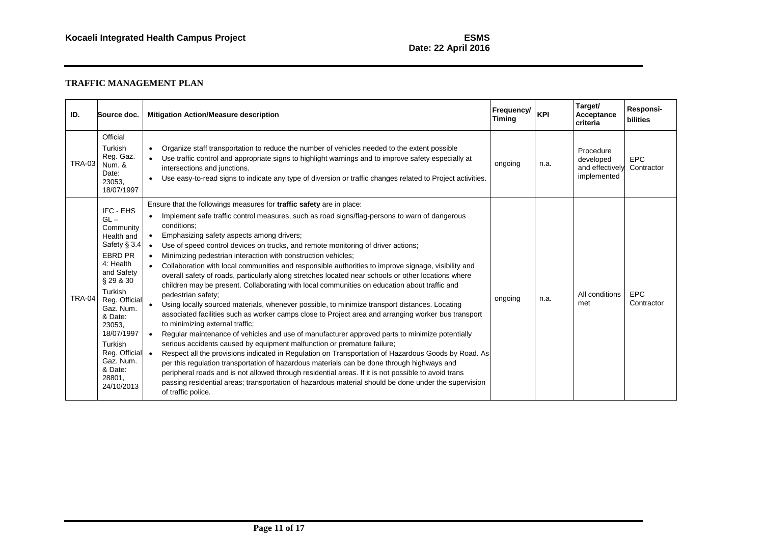## TRAFFIC MANAGEMENT PLAN

| ID. | Source doc. | Mitigation Action/Measure description | Frequency/ Timing | KPI | Target/ Acceptance criteria | Responsi-bilities |
|---|---|---|---|---|---|---|
| TRA-03 | Official Turkish Reg. Gaz. Num. & Date: 23053, 18/07/1997 | • Organize staff transportation to reduce the number of vehicles needed to the extent possible<br>• Use traffic control and appropriate signs to highlight warnings and to improve safety especially at intersections and junctions.<br>• Use easy-to-read signs to indicate any type of diversion or traffic changes related to Project activities. | ongoing | n.a. | Procedure developed and effectively implemented | EPC Contractor |
| TRA-04 | IFC - EHS GL – Community Health and Safety § 3.4<br>EBRD PR 4: Health and Safety § 29 & 30<br>Turkish Reg. Official Gaz. Num. & Date: 23053, 18/07/1997<br>Turkish Reg. Official Gaz. Num. & Date: 28801, 24/10/2013 | Ensure that the followings measures for **traffic safety** are in place:<br>• Implement safe traffic control measures, such as road signs/flag-persons to warn of dangerous conditions;<br>• Emphasizing safety aspects among drivers;<br>• Use of speed control devices on trucks, and remote monitoring of driver actions;<br>• Minimizing pedestrian interaction with construction vehicles;<br>• Collaboration with local communities and responsible authorities to improve signage, visibility and overall safety of roads, particularly along stretches located near schools or other locations where children may be present. Collaborating with local communities on education about traffic and pedestrian safety;<br>• Using locally sourced materials, whenever possible, to minimize transport distances. Locating associated facilities such as worker camps close to Project area and arranging worker bus transport to minimizing external traffic;<br>• Regular maintenance of vehicles and use of manufacturer approved parts to minimize potentially serious accidents caused by equipment malfunction or premature failure;<br>• Respect all the provisions indicated in Regulation on Transportation of Hazardous Goods by Road. As per this regulation transportation of hazardous materials can be done through highways and peripheral roads and is not allowed through residential areas. If it is not possible to avoid trans passing residential areas; transportation of hazardous material should be done under the supervision of traffic police. | ongoing | n.a. | All conditions met | EPC Contractor |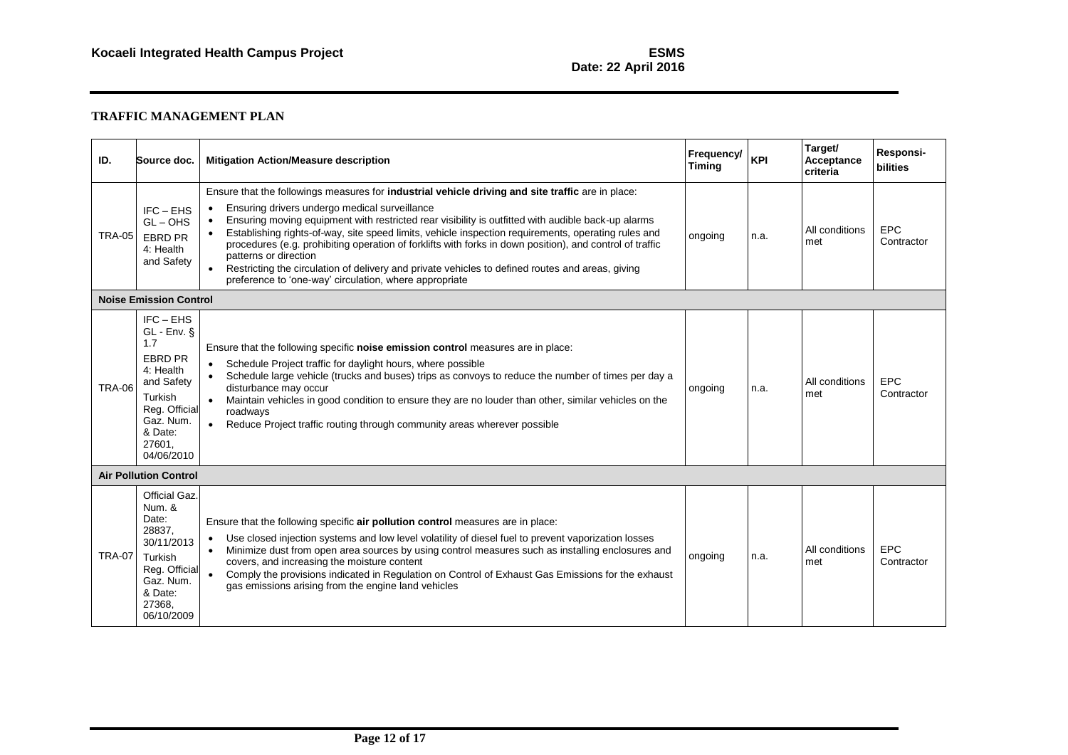## TRAFFIC MANAGEMENT PLAN

| ID. | Source doc. | Mitigation Action/Measure description | Frequency/ Timing | KPI | Target/ Acceptance criteria | Responsi-bilities |
|---|---|---|---|---|---|---|
| TRA-05 | IFC – EHS GL – OHS<br>EBRD PR 4: Health and Safety | Ensure that the followings measures for **industrial vehicle driving and site traffic** are in place:<br>• Ensuring drivers undergo medical surveillance<br>• Ensuring moving equipment with restricted rear visibility is outfitted with audible back-up alarms<br>• Establishing rights-of-way, site speed limits, vehicle inspection requirements, operating rules and procedures (e.g. prohibiting operation of forklifts with forks in down position), and control of traffic patterns or direction<br>• Restricting the circulation of delivery and private vehicles to defined routes and areas, giving preference to 'one-way' circulation, where appropriate | ongoing | n.a. | All conditions met | EPC Contractor |
| **Noise Emission Control** | | | | | | |
| TRA-06 | IFC – EHS GL - Env. § 1.7<br>EBRD PR 4: Health and Safety<br>Turkish Reg. Official Gaz. Num. & Date: 27601, 04/06/2010 | Ensure that the following specific **noise emission control** measures are in place:<br>• Schedule Project traffic for daylight hours, where possible<br>• Schedule large vehicle (trucks and buses) trips as convoys to reduce the number of times per day a disturbance may occur<br>• Maintain vehicles in good condition to ensure they are no louder than other, similar vehicles on the roadways<br>• Reduce Project traffic routing through community areas wherever possible | ongoing | n.a. | All conditions met | EPC Contractor |
| **Air Pollution Control** | | | | | | |
| TRA-07 | Official Gaz. Num. & Date: 28837, 30/11/2013<br>Turkish Reg. Official Gaz. Num. & Date: 27368, 06/10/2009 | Ensure that the following specific **air pollution control** measures are in place:<br>• Use closed injection systems and low level volatility of diesel fuel to prevent vaporization losses<br>• Minimize dust from open area sources by using control measures such as installing enclosures and covers, and increasing the moisture content<br>• Comply the provisions indicated in Regulation on Control of Exhaust Gas Emissions for the exhaust gas emissions arising from the engine land vehicles | ongoing | n.a. | All conditions met | EPC Contractor |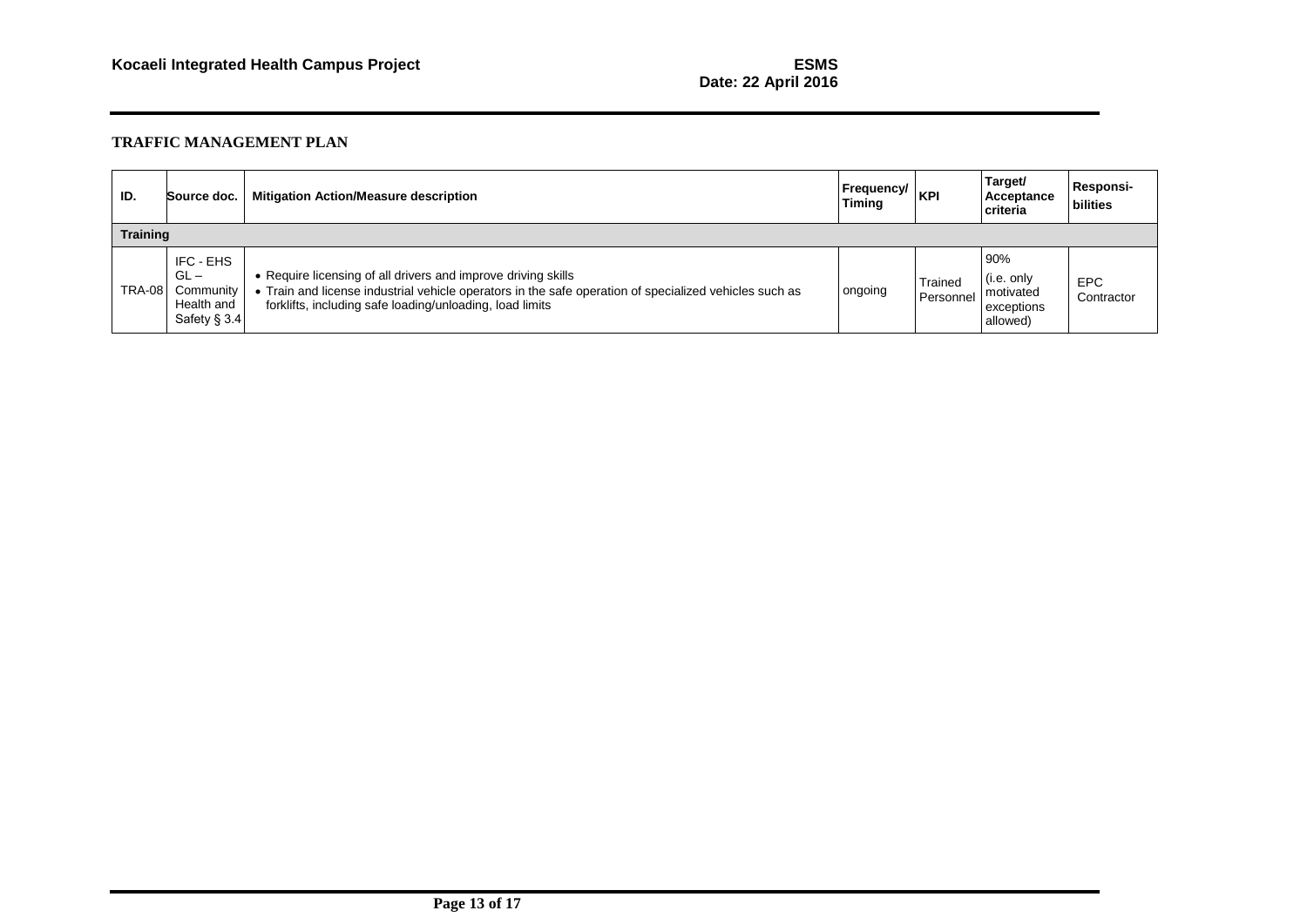**TRAFFIC MANAGEMENT PLAN**

| ID. | Source doc. | Mitigation Action/Measure description | Frequency/ Timing | KPI | Target/ Acceptance criteria | Responsi-bilities |
|---|---|---|---|---|---|---|
| **Training** | | | | | | |
| TRA-08 | IFC - EHS GL – Community Health and Safety § 3.4 | • Require licensing of all drivers and improve driving skills<br>• Train and license industrial vehicle operators in the safe operation of specialized vehicles such as forklifts, including safe loading/unloading, load limits | ongoing | Trained Personnel | 90% (i.e. only motivated exceptions allowed) | EPC Contractor |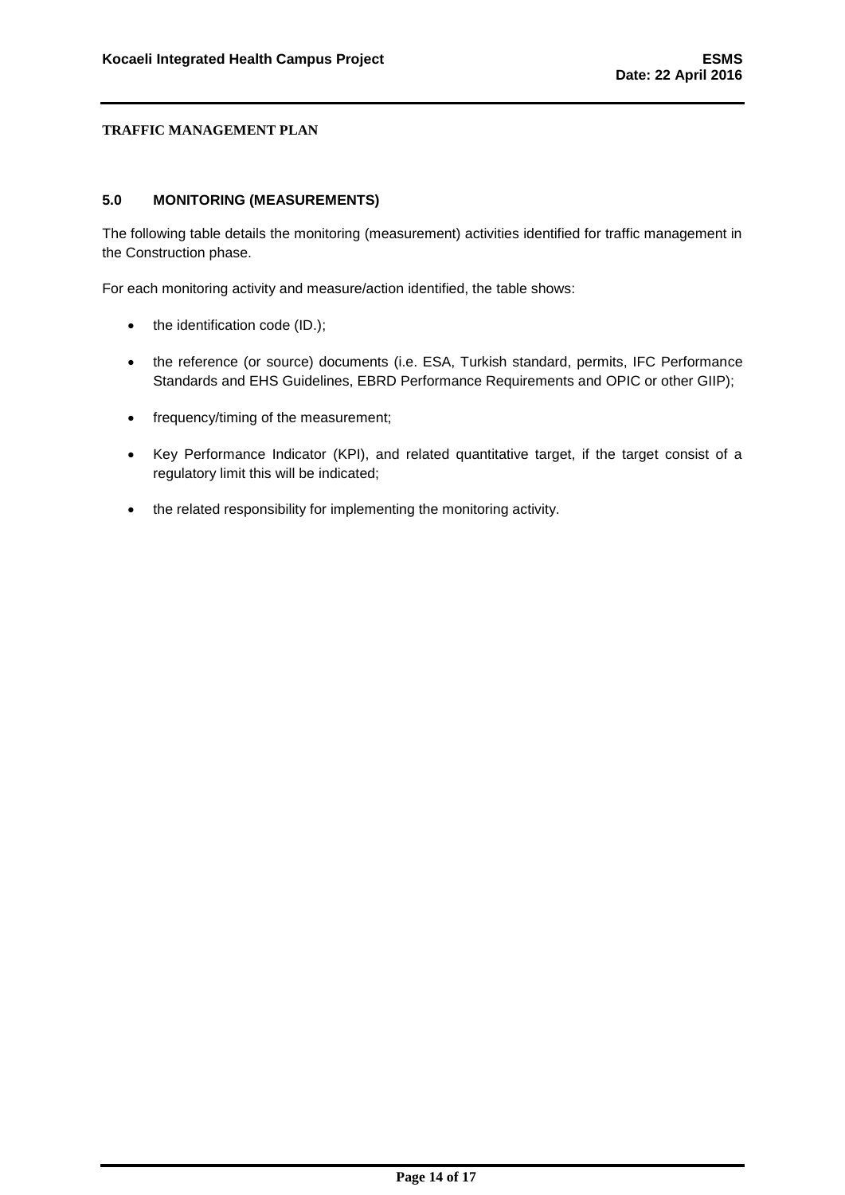## TRAFFIC MANAGEMENT PLAN

### 5.0 MONITORING (MEASUREMENTS)

The following table details the monitoring (measurement) activities identified for traffic management in the Construction phase.

For each monitoring activity and measure/action identified, the table shows:

- the identification code (ID.);
- the reference (or source) documents (i.e. ESA, Turkish standard, permits, IFC Performance Standards and EHS Guidelines, EBRD Performance Requirements and OPIC or other GIIP);
- frequency/timing of the measurement;
- Key Performance Indicator (KPI), and related quantitative target, if the target consist of a regulatory limit this will be indicated;
- the related responsibility for implementing the monitoring activity.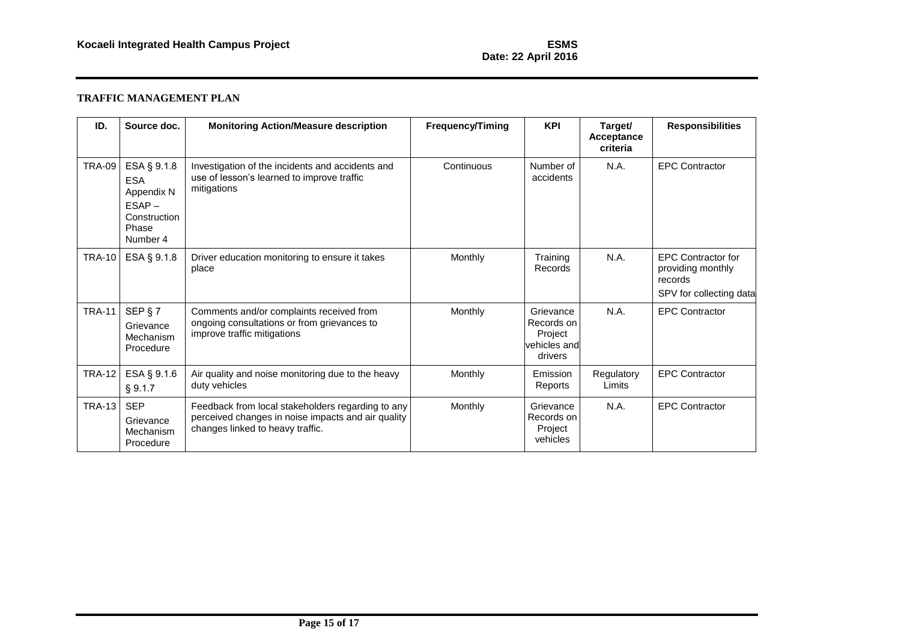**TRAFFIC MANAGEMENT PLAN**

| ID. | Source doc. | Monitoring Action/Measure description | Frequency/Timing | KPI | Target/ Acceptance criteria | Responsibilities |
|---|---|---|---|---|---|---|
| TRA-09 | ESA § 9.1.8<br>ESA Appendix N<br>ESAP – Construction Phase Number 4 | Investigation of the incidents and accidents and use of lesson's learned to improve traffic mitigations | Continuous | Number of accidents | N.A. | EPC Contractor |
| TRA-10 | ESA § 9.1.8 | Driver education monitoring to ensure it takes place | Monthly | Training Records | N.A. | EPC Contractor for providing monthly records<br>SPV for collecting data |
| TRA-11 | SEP § 7<br>Grievance Mechanism Procedure | Comments and/or complaints received from ongoing consultations or from grievances to improve traffic mitigations | Monthly | Grievance Records on Project vehicles and drivers | N.A. | EPC Contractor |
| TRA-12 | ESA § 9.1.6<br>§ 9.1.7 | Air quality and noise monitoring due to the heavy duty vehicles | Monthly | Emission Reports | Regulatory Limits | EPC Contractor |
| TRA-13 | SEP<br>Grievance Mechanism Procedure | Feedback from local stakeholders regarding to any perceived changes in noise impacts and air quality changes linked to heavy traffic. | Monthly | Grievance Records on Project vehicles | N.A. | EPC Contractor |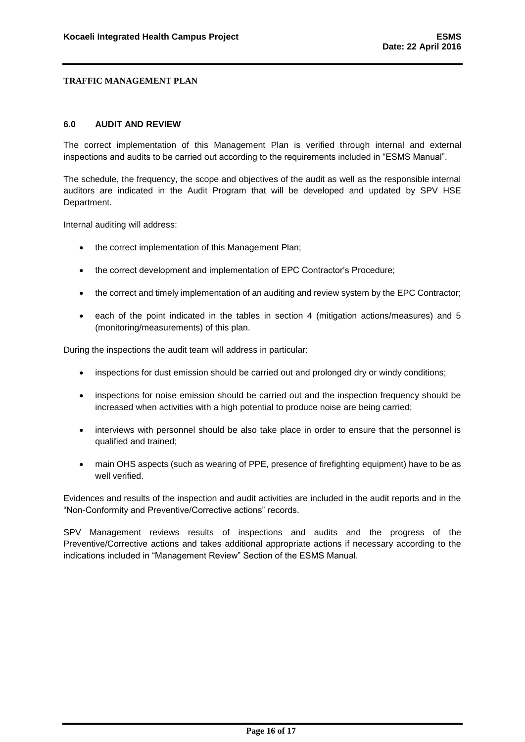## 6.0 AUDIT AND REVIEW

The correct implementation of this Management Plan is verified through internal and external inspections and audits to be carried out according to the requirements included in "ESMS Manual".

The schedule, the frequency, the scope and objectives of the audit as well as the responsible internal auditors are indicated in the Audit Program that will be developed and updated by SPV HSE Department.

Internal auditing will address:

- the correct implementation of this Management Plan;
- the correct development and implementation of EPC Contractor's Procedure;
- the correct and timely implementation of an auditing and review system by the EPC Contractor;
- each of the point indicated in the tables in section 4 (mitigation actions/measures) and 5 (monitoring/measurements) of this plan.

During the inspections the audit team will address in particular:

- inspections for dust emission should be carried out and prolonged dry or windy conditions;
- inspections for noise emission should be carried out and the inspection frequency should be increased when activities with a high potential to produce noise are being carried;
- interviews with personnel should be also take place in order to ensure that the personnel is qualified and trained;
- main OHS aspects (such as wearing of PPE, presence of firefighting equipment) have to be as well verified.

Evidences and results of the inspection and audit activities are included in the audit reports and in the "Non-Conformity and Preventive/Corrective actions" records.

SPV Management reviews results of inspections and audits and the progress of the Preventive/Corrective actions and takes additional appropriate actions if necessary according to the indications included in "Management Review" Section of the ESMS Manual.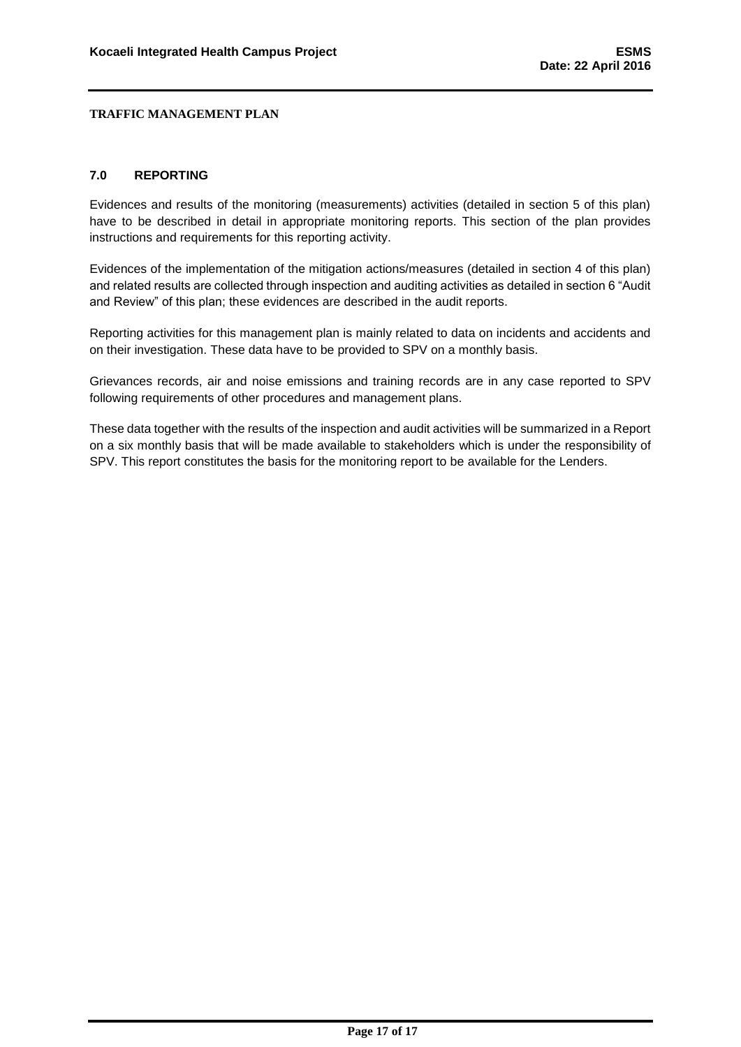## 7.0 REPORTING

Evidences and results of the monitoring (measurements) activities (detailed in section 5 of this plan) have to be described in detail in appropriate monitoring reports. This section of the plan provides instructions and requirements for this reporting activity.

Evidences of the implementation of the mitigation actions/measures (detailed in section 4 of this plan) and related results are collected through inspection and auditing activities as detailed in section 6 "Audit and Review" of this plan; these evidences are described in the audit reports.

Reporting activities for this management plan is mainly related to data on incidents and accidents and on their investigation. These data have to be provided to SPV on a monthly basis.

Grievances records, air and noise emissions and training records are in any case reported to SPV following requirements of other procedures and management plans.

These data together with the results of the inspection and audit activities will be summarized in a Report on a six monthly basis that will be made available to stakeholders which is under the responsibility of SPV. This report constitutes the basis for the monitoring report to be available for the Lenders.